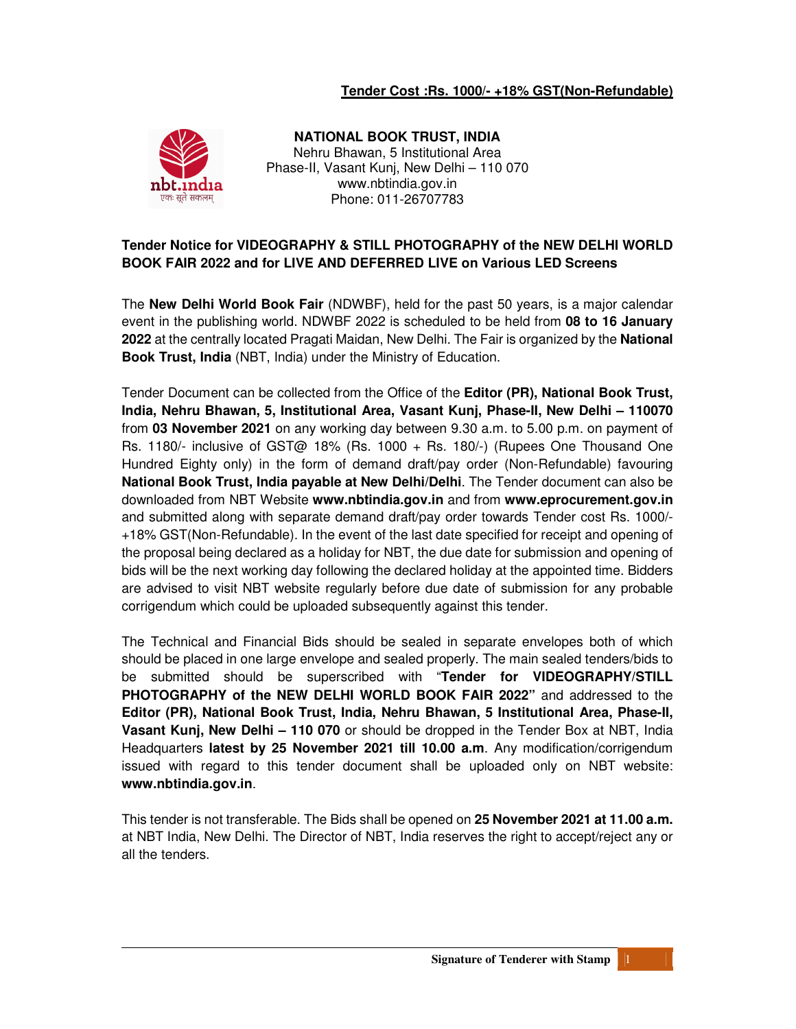**Tender Cost :Rs. 1000/- +18% GST(Non-Refundable)**

**NATIONAL BOOK TRUST, INDIA**
Nehru Bhawan, 5 Institutional Area
Phase-II, Vasant Kunj, New Delhi – 110 070
www.nbtindia.gov.in
Phone: 011-26707783

## Tender Notice for VIDEOGRAPHY & STILL PHOTOGRAPHY of the NEW DELHI WORLD BOOK FAIR 2022 and for LIVE AND DEFERRED LIVE on Various LED Screens

The **New Delhi World Book Fair** (NDWBF), held for the past 50 years, is a major calendar event in the publishing world. NDWBF 2022 is scheduled to be held from **08 to 16 January 2022** at the centrally located Pragati Maidan, New Delhi. The Fair is organized by the **National Book Trust, India** (NBT, India) under the Ministry of Education.

Tender Document can be collected from the Office of the **Editor (PR), National Book Trust, India, Nehru Bhawan, 5, Institutional Area, Vasant Kunj, Phase-II, New Delhi – 110070** from **03 November 2021** on any working day between 9.30 a.m. to 5.00 p.m. on payment of Rs. 1180/- inclusive of GST@ 18% (Rs. 1000 + Rs. 180/-) (Rupees One Thousand One Hundred Eighty only) in the form of demand draft/pay order (Non-Refundable) favouring **National Book Trust, India payable at New Delhi/Delhi**. The Tender document can also be downloaded from NBT Website **www.nbtindia.gov.in** and from **www.eprocurement.gov.in** and submitted along with separate demand draft/pay order towards Tender cost Rs. 1000/- +18% GST(Non-Refundable). In the event of the last date specified for receipt and opening of the proposal being declared as a holiday for NBT, the due date for submission and opening of bids will be the next working day following the declared holiday at the appointed time. Bidders are advised to visit NBT website regularly before due date of submission for any probable corrigendum which could be uploaded subsequently against this tender.

The Technical and Financial Bids should be sealed in separate envelopes both of which should be placed in one large envelope and sealed properly. The main sealed tenders/bids to be submitted should be superscribed with "**Tender for VIDEOGRAPHY/STILL PHOTOGRAPHY of the NEW DELHI WORLD BOOK FAIR 2022"** and addressed to the **Editor (PR), National Book Trust, India, Nehru Bhawan, 5 Institutional Area, Phase-II, Vasant Kunj, New Delhi – 110 070** or should be dropped in the Tender Box at NBT, India Headquarters **latest by 25 November 2021 till 10.00 a.m**. Any modification/corrigendum issued with regard to this tender document shall be uploaded only on NBT website: **www.nbtindia.gov.in**.

This tender is not transferable. The Bids shall be opened on **25 November 2021 at 11.00 a.m.** at NBT India, New Delhi. The Director of NBT, India reserves the right to accept/reject any or all the tenders.

**Signature of Tenderer with Stamp**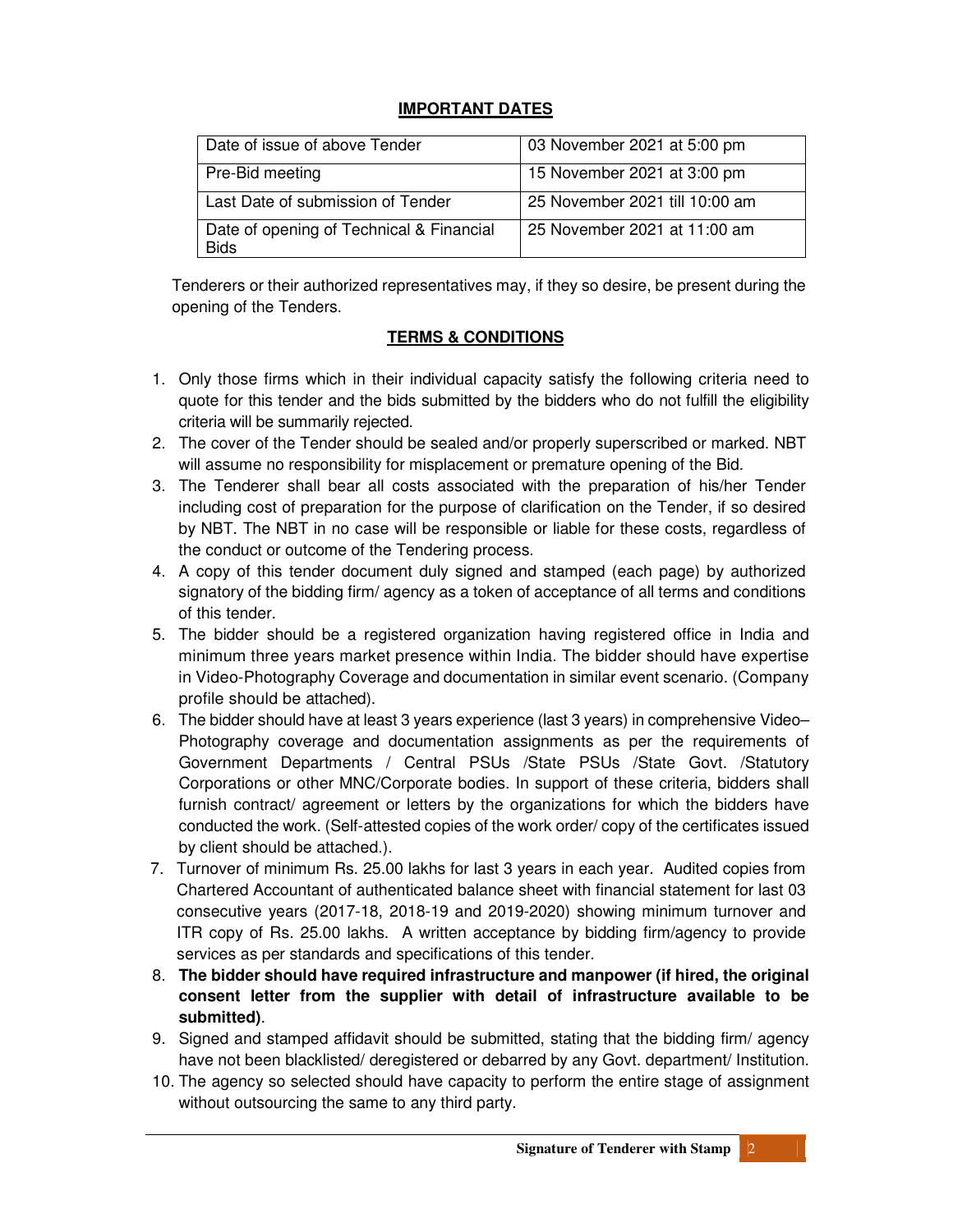**IMPORTANT DATES**

| Date of issue of above Tender | 03 November 2021 at 5:00 pm |
|---|---|
| Pre-Bid meeting | 15 November 2021 at 3:00 pm |
| Last Date of submission of Tender | 25 November 2021 till 10:00 am |
| Date of opening of Technical & Financial Bids | 25 November 2021 at 11:00 am |

Tenderers or their authorized representatives may, if they so desire, be present during the opening of the Tenders.

**TERMS & CONDITIONS**

1. Only those firms which in their individual capacity satisfy the following criteria need to quote for this tender and the bids submitted by the bidders who do not fulfill the eligibility criteria will be summarily rejected.
2. The cover of the Tender should be sealed and/or properly superscribed or marked. NBT will assume no responsibility for misplacement or premature opening of the Bid.
3. The Tenderer shall bear all costs associated with the preparation of his/her Tender including cost of preparation for the purpose of clarification on the Tender, if so desired by NBT. The NBT in no case will be responsible or liable for these costs, regardless of the conduct or outcome of the Tendering process.
4. A copy of this tender document duly signed and stamped (each page) by authorized signatory of the bidding firm/ agency as a token of acceptance of all terms and conditions of this tender.
5. The bidder should be a registered organization having registered office in India and minimum three years market presence within India. The bidder should have expertise in Video-Photography Coverage and documentation in similar event scenario. (Company profile should be attached).
6. The bidder should have at least 3 years experience (last 3 years) in comprehensive Video–Photography coverage and documentation assignments as per the requirements of Government Departments / Central PSUs /State PSUs /State Govt. /Statutory Corporations or other MNC/Corporate bodies. In support of these criteria, bidders shall furnish contract/ agreement or letters by the organizations for which the bidders have conducted the work. (Self-attested copies of the work order/ copy of the certificates issued by client should be attached.).
7. Turnover of minimum Rs. 25.00 lakhs for last 3 years in each year. Audited copies from Chartered Accountant of authenticated balance sheet with financial statement for last 03 consecutive years (2017-18, 2018-19 and 2019-2020) showing minimum turnover and ITR copy of Rs. 25.00 lakhs. A written acceptance by bidding firm/agency to provide services as per standards and specifications of this tender.
8. **The bidder should have required infrastructure and manpower (if hired, the original consent letter from the supplier with detail of infrastructure available to be submitted)**.
9. Signed and stamped affidavit should be submitted, stating that the bidding firm/ agency have not been blacklisted/ deregistered or debarred by any Govt. department/ Institution.
10. The agency so selected should have capacity to perform the entire stage of assignment without outsourcing the same to any third party.

**Signature of Tenderer with Stamp**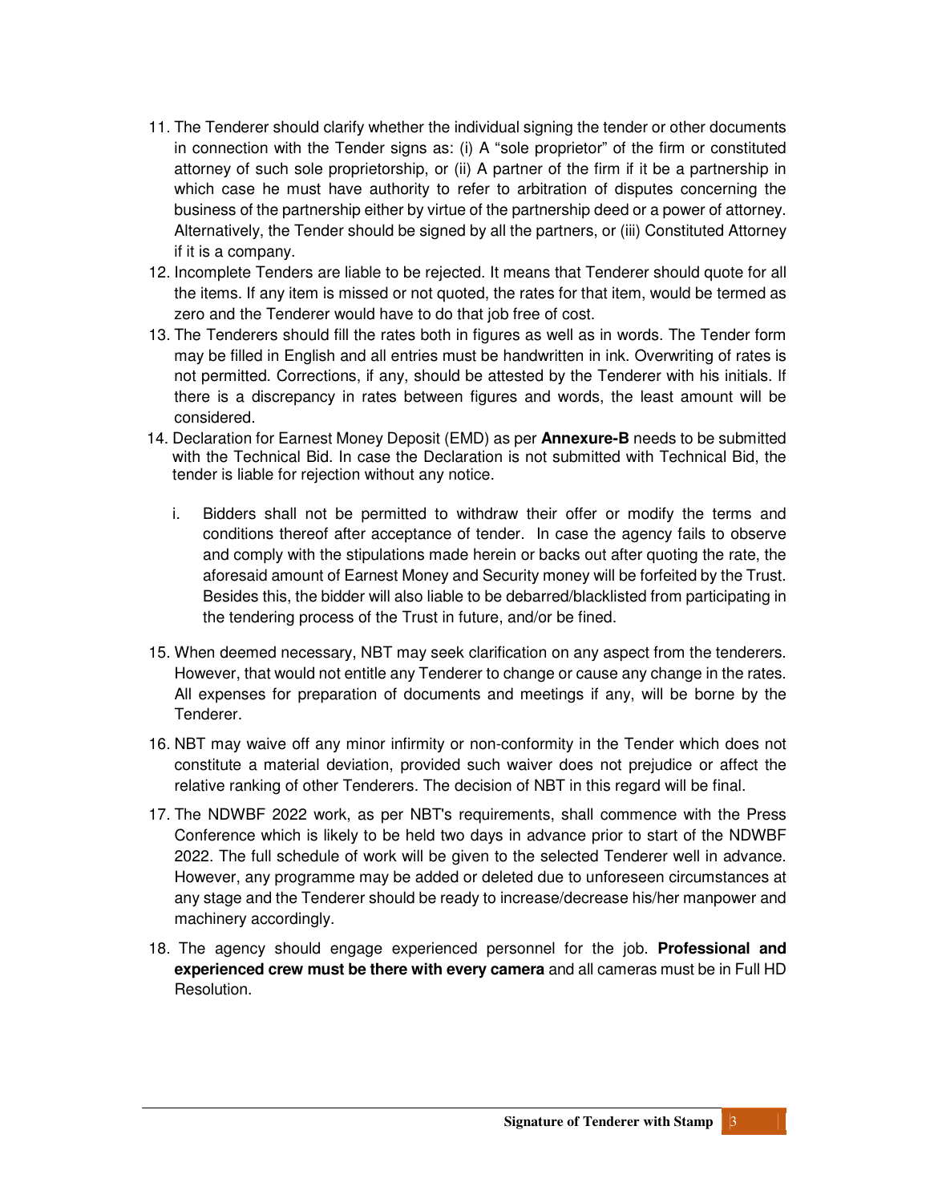11. The Tenderer should clarify whether the individual signing the tender or other documents in connection with the Tender signs as: (i) A "sole proprietor" of the firm or constituted attorney of such sole proprietorship, or (ii) A partner of the firm if it be a partnership in which case he must have authority to refer to arbitration of disputes concerning the business of the partnership either by virtue of the partnership deed or a power of attorney. Alternatively, the Tender should be signed by all the partners, or (iii) Constituted Attorney if it is a company.
12. Incomplete Tenders are liable to be rejected. It means that Tenderer should quote for all the items. If any item is missed or not quoted, the rates for that item, would be termed as zero and the Tenderer would have to do that job free of cost.
13. The Tenderers should fill the rates both in figures as well as in words. The Tender form may be filled in English and all entries must be handwritten in ink. Overwriting of rates is not permitted. Corrections, if any, should be attested by the Tenderer with his initials. If there is a discrepancy in rates between figures and words, the least amount will be considered.
14. Declaration for Earnest Money Deposit (EMD) as per **Annexure-B** needs to be submitted with the Technical Bid. In case the Declaration is not submitted with Technical Bid, the tender is liable for rejection without any notice.

    i. Bidders shall not be permitted to withdraw their offer or modify the terms and conditions thereof after acceptance of tender. In case the agency fails to observe and comply with the stipulations made herein or backs out after quoting the rate, the aforesaid amount of Earnest Money and Security money will be forfeited by the Trust. Besides this, the bidder will also liable to be debarred/blacklisted from participating in the tendering process of the Trust in future, and/or be fined.

15. When deemed necessary, NBT may seek clarification on any aspect from the tenderers. However, that would not entitle any Tenderer to change or cause any change in the rates. All expenses for preparation of documents and meetings if any, will be borne by the Tenderer.
16. NBT may waive off any minor infirmity or non-conformity in the Tender which does not constitute a material deviation, provided such waiver does not prejudice or affect the relative ranking of other Tenderers. The decision of NBT in this regard will be final.
17. The NDWBF 2022 work, as per NBT's requirements, shall commence with the Press Conference which is likely to be held two days in advance prior to start of the NDWBF 2022. The full schedule of work will be given to the selected Tenderer well in advance. However, any programme may be added or deleted due to unforeseen circumstances at any stage and the Tenderer should be ready to increase/decrease his/her manpower and machinery accordingly.
18. The agency should engage experienced personnel for the job. **Professional and experienced crew must be there with every camera** and all cameras must be in Full HD Resolution.

**Signature of Tenderer with Stamp**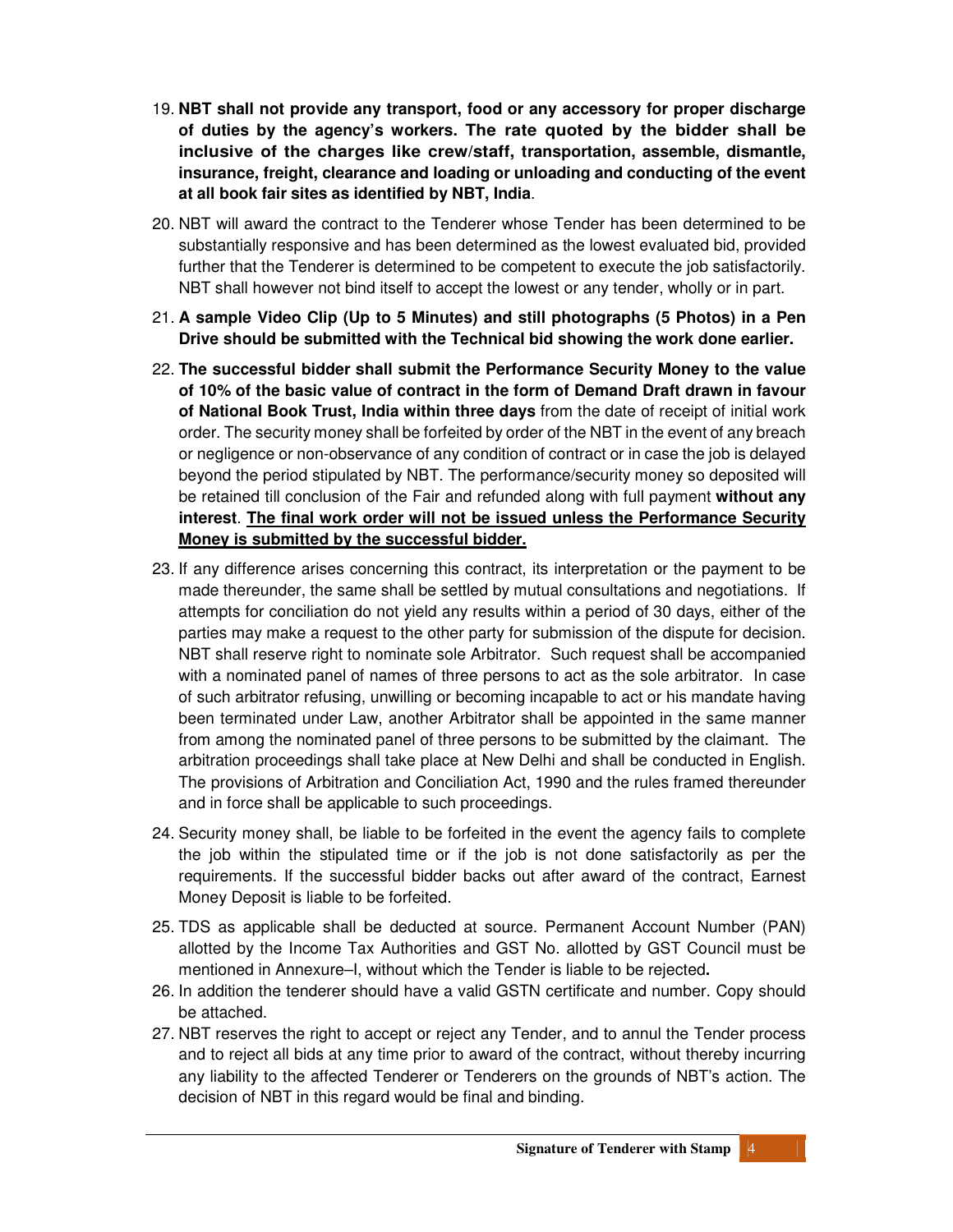19. **NBT shall not provide any transport, food or any accessory for proper discharge of duties by the agency's workers. The rate quoted by the bidder shall be inclusive of the charges like crew/staff, transportation, assemble, dismantle, insurance, freight, clearance and loading or unloading and conducting of the event at all book fair sites as identified by NBT, India**.

20. NBT will award the contract to the Tenderer whose Tender has been determined to be substantially responsive and has been determined as the lowest evaluated bid, provided further that the Tenderer is determined to be competent to execute the job satisfactorily. NBT shall however not bind itself to accept the lowest or any tender, wholly or in part.

21. **A sample Video Clip (Up to 5 Minutes) and still photographs (5 Photos) in a Pen Drive should be submitted with the Technical bid showing the work done earlier.**

22. **The successful bidder shall submit the Performance Security Money to the value of 10% of the basic value of contract in the form of Demand Draft drawn in favour of National Book Trust, India within three days** from the date of receipt of initial work order. The security money shall be forfeited by order of the NBT in the event of any breach or negligence or non-observance of any condition of contract or in case the job is delayed beyond the period stipulated by NBT. The performance/security money so deposited will be retained till conclusion of the Fair and refunded along with full payment **without any interest**. <u>**The final work order will not be issued unless the Performance Security Money is submitted by the successful bidder.**</u>

23. If any difference arises concerning this contract, its interpretation or the payment to be made thereunder, the same shall be settled by mutual consultations and negotiations. If attempts for conciliation do not yield any results within a period of 30 days, either of the parties may make a request to the other party for submission of the dispute for decision. NBT shall reserve right to nominate sole Arbitrator. Such request shall be accompanied with a nominated panel of names of three persons to act as the sole arbitrator. In case of such arbitrator refusing, unwilling or becoming incapable to act or his mandate having been terminated under Law, another Arbitrator shall be appointed in the same manner from among the nominated panel of three persons to be submitted by the claimant. The arbitration proceedings shall take place at New Delhi and shall be conducted in English. The provisions of Arbitration and Conciliation Act, 1990 and the rules framed thereunder and in force shall be applicable to such proceedings.

24. Security money shall, be liable to be forfeited in the event the agency fails to complete the job within the stipulated time or if the job is not done satisfactorily as per the requirements. If the successful bidder backs out after award of the contract, Earnest Money Deposit is liable to be forfeited.

25. TDS as applicable shall be deducted at source. Permanent Account Number (PAN) allotted by the Income Tax Authorities and GST No. allotted by GST Council must be mentioned in Annexure–I, without which the Tender is liable to be rejected**.**

26. In addition the tenderer should have a valid GSTN certificate and number. Copy should be attached.

27. NBT reserves the right to accept or reject any Tender, and to annul the Tender process and to reject all bids at any time prior to award of the contract, without thereby incurring any liability to the affected Tenderer or Tenderers on the grounds of NBT's action. The decision of NBT in this regard would be final and binding.

**Signature of Tenderer with Stamp**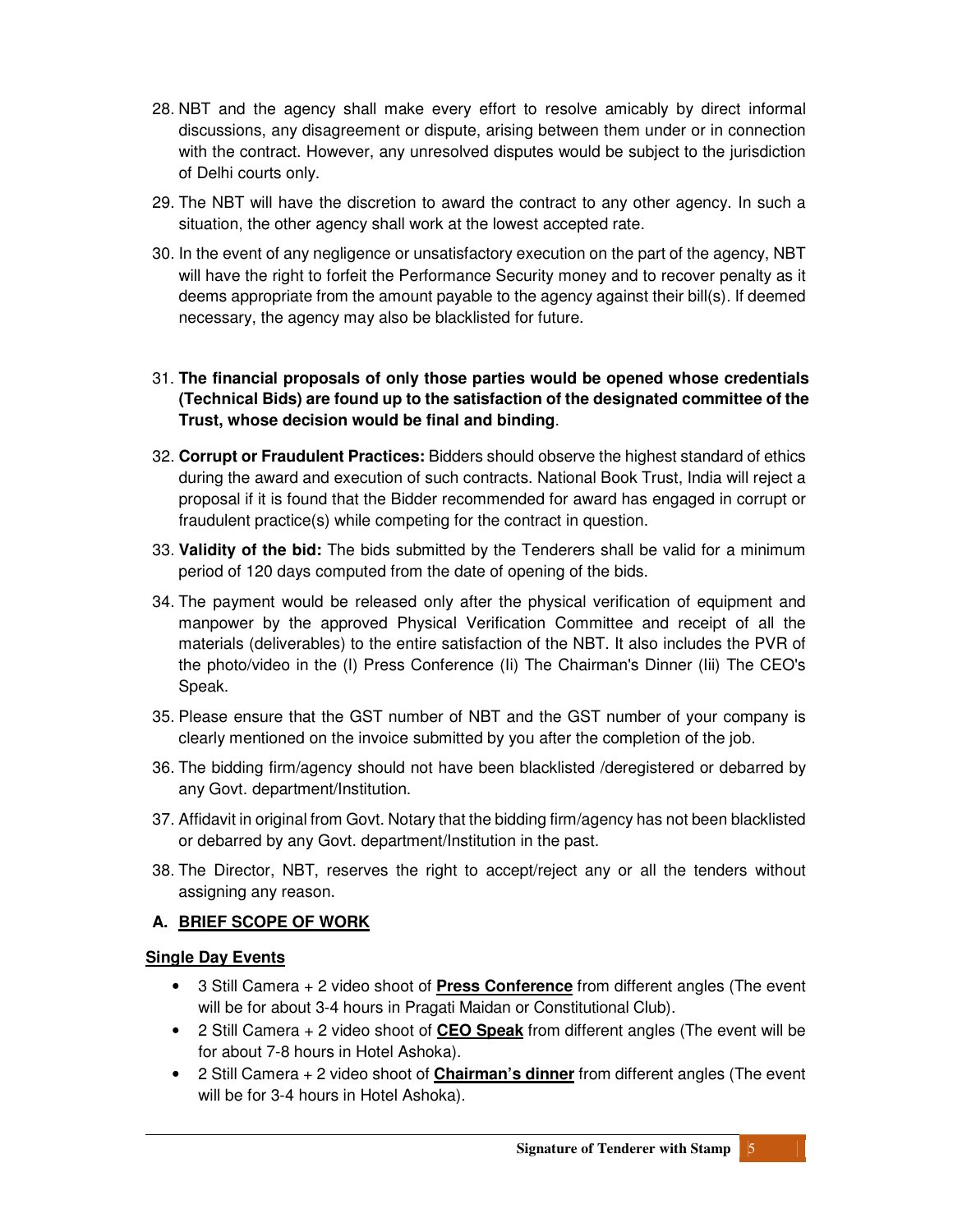28. NBT and the agency shall make every effort to resolve amicably by direct informal discussions, any disagreement or dispute, arising between them under or in connection with the contract. However, any unresolved disputes would be subject to the jurisdiction of Delhi courts only.

29. The NBT will have the discretion to award the contract to any other agency. In such a situation, the other agency shall work at the lowest accepted rate.

30. In the event of any negligence or unsatisfactory execution on the part of the agency, NBT will have the right to forfeit the Performance Security money and to recover penalty as it deems appropriate from the amount payable to the agency against their bill(s). If deemed necessary, the agency may also be blacklisted for future.

31. **The financial proposals of only those parties would be opened whose credentials (Technical Bids) are found up to the satisfaction of the designated committee of the Trust, whose decision would be final and binding**.

32. **Corrupt or Fraudulent Practices:** Bidders should observe the highest standard of ethics during the award and execution of such contracts. National Book Trust, India will reject a proposal if it is found that the Bidder recommended for award has engaged in corrupt or fraudulent practice(s) while competing for the contract in question.

33. **Validity of the bid:** The bids submitted by the Tenderers shall be valid for a minimum period of 120 days computed from the date of opening of the bids.

34. The payment would be released only after the physical verification of equipment and manpower by the approved Physical Verification Committee and receipt of all the materials (deliverables) to the entire satisfaction of the NBT. It also includes the PVR of the photo/video in the (I) Press Conference (Ii) The Chairman's Dinner (Iii) The CEO's Speak.

35. Please ensure that the GST number of NBT and the GST number of your company is clearly mentioned on the invoice submitted by you after the completion of the job.

36. The bidding firm/agency should not have been blacklisted /deregistered or debarred by any Govt. department/Institution.

37. Affidavit in original from Govt. Notary that the bidding firm/agency has not been blacklisted or debarred by any Govt. department/Institution in the past.

38. The Director, NBT, reserves the right to accept/reject any or all the tenders without assigning any reason.

**A. BRIEF SCOPE OF WORK**

**Single Day Events**

- 3 Still Camera + 2 video shoot of **Press Conference** from different angles (The event will be for about 3-4 hours in Pragati Maidan or Constitutional Club).
- 2 Still Camera + 2 video shoot of **CEO Speak** from different angles (The event will be for about 7-8 hours in Hotel Ashoka).
- 2 Still Camera + 2 video shoot of **Chairman's dinner** from different angles (The event will be for 3-4 hours in Hotel Ashoka).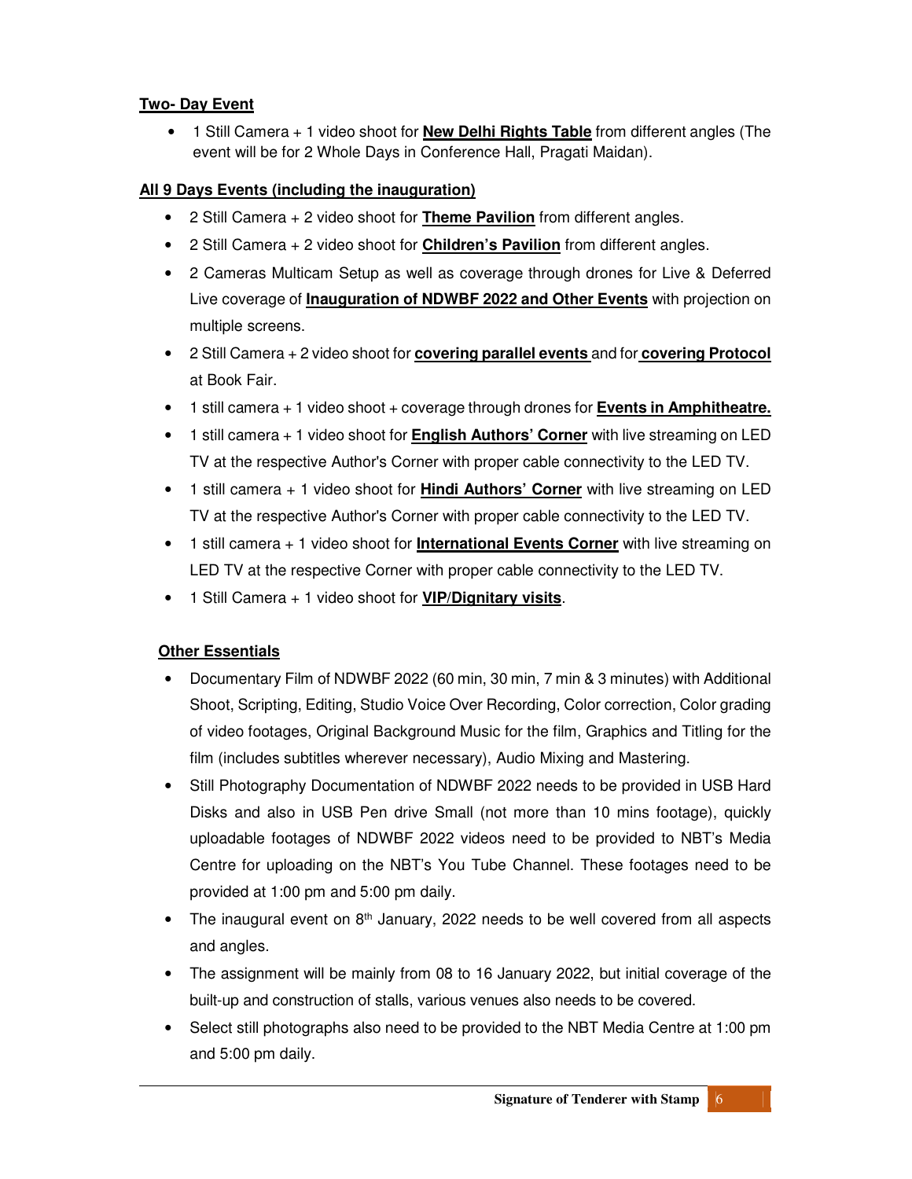**Two- Day Event**

- 1 Still Camera + 1 video shoot for **New Delhi Rights Table** from different angles (The event will be for 2 Whole Days in Conference Hall, Pragati Maidan).

**All 9 Days Events (including the inauguration)**

- 2 Still Camera + 2 video shoot for **Theme Pavilion** from different angles.
- 2 Still Camera + 2 video shoot for **Children's Pavilion** from different angles.
- 2 Cameras Multicam Setup as well as coverage through drones for Live & Deferred Live coverage of **Inauguration of NDWBF 2022 and Other Events** with projection on multiple screens.
- 2 Still Camera + 2 video shoot for **covering parallel events** and for **covering Protocol** at Book Fair.
- 1 still camera + 1 video shoot + coverage through drones for **Events in Amphitheatre.**
- 1 still camera + 1 video shoot for **English Authors' Corner** with live streaming on LED TV at the respective Author's Corner with proper cable connectivity to the LED TV.
- 1 still camera + 1 video shoot for **Hindi Authors' Corner** with live streaming on LED TV at the respective Author's Corner with proper cable connectivity to the LED TV.
- 1 still camera + 1 video shoot for **International Events Corner** with live streaming on LED TV at the respective Corner with proper cable connectivity to the LED TV.
- 1 Still Camera + 1 video shoot for **VIP/Dignitary visits**.

**Other Essentials**

- Documentary Film of NDWBF 2022 (60 min, 30 min, 7 min & 3 minutes) with Additional Shoot, Scripting, Editing, Studio Voice Over Recording, Color correction, Color grading of video footages, Original Background Music for the film, Graphics and Titling for the film (includes subtitles wherever necessary), Audio Mixing and Mastering.
- Still Photography Documentation of NDWBF 2022 needs to be provided in USB Hard Disks and also in USB Pen drive Small (not more than 10 mins footage), quickly uploadable footages of NDWBF 2022 videos need to be provided to NBT's Media Centre for uploading on the NBT's You Tube Channel. These footages need to be provided at 1:00 pm and 5:00 pm daily.
- The inaugural event on 8th January, 2022 needs to be well covered from all aspects and angles.
- The assignment will be mainly from 08 to 16 January 2022, but initial coverage of the built-up and construction of stalls, various venues also needs to be covered.
- Select still photographs also need to be provided to the NBT Media Centre at 1:00 pm and 5:00 pm daily.

**Signature of Tenderer with Stamp**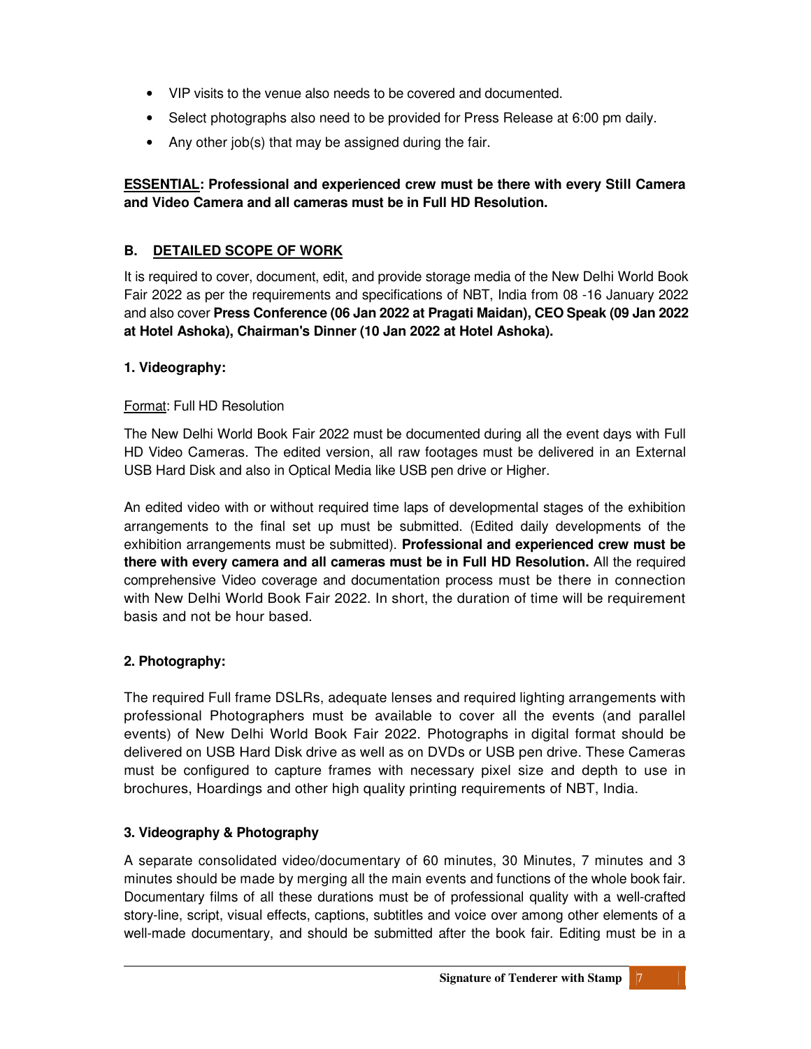- VIP visits to the venue also needs to be covered and documented.
- Select photographs also need to be provided for Press Release at 6:00 pm daily.
- Any other job(s) that may be assigned during the fair.

**ESSENTIAL: Professional and experienced crew must be there with every Still Camera and Video Camera and all cameras must be in Full HD Resolution.**

## B. DETAILED SCOPE OF WORK

It is required to cover, document, edit, and provide storage media of the New Delhi World Book Fair 2022 as per the requirements and specifications of NBT, India from 08 -16 January 2022 and also cover **Press Conference (06 Jan 2022 at Pragati Maidan), CEO Speak (09 Jan 2022 at Hotel Ashoka), Chairman's Dinner (10 Jan 2022 at Hotel Ashoka).**

### 1. Videography:

Format: Full HD Resolution

The New Delhi World Book Fair 2022 must be documented during all the event days with Full HD Video Cameras. The edited version, all raw footages must be delivered in an External USB Hard Disk and also in Optical Media like USB pen drive or Higher.

An edited video with or without required time laps of developmental stages of the exhibition arrangements to the final set up must be submitted. (Edited daily developments of the exhibition arrangements must be submitted). **Professional and experienced crew must be there with every camera and all cameras must be in Full HD Resolution.** All the required comprehensive Video coverage and documentation process must be there in connection with New Delhi World Book Fair 2022. In short, the duration of time will be requirement basis and not be hour based.

### 2. Photography:

The required Full frame DSLRs, adequate lenses and required lighting arrangements with professional Photographers must be available to cover all the events (and parallel events) of New Delhi World Book Fair 2022. Photographs in digital format should be delivered on USB Hard Disk drive as well as on DVDs or USB pen drive. These Cameras must be configured to capture frames with necessary pixel size and depth to use in brochures, Hoardings and other high quality printing requirements of NBT, India.

### 3. Videography & Photography

A separate consolidated video/documentary of 60 minutes, 30 Minutes, 7 minutes and 3 minutes should be made by merging all the main events and functions of the whole book fair. Documentary films of all these durations must be of professional quality with a well-crafted story-line, script, visual effects, captions, subtitles and voice over among other elements of a well-made documentary, and should be submitted after the book fair. Editing must be in a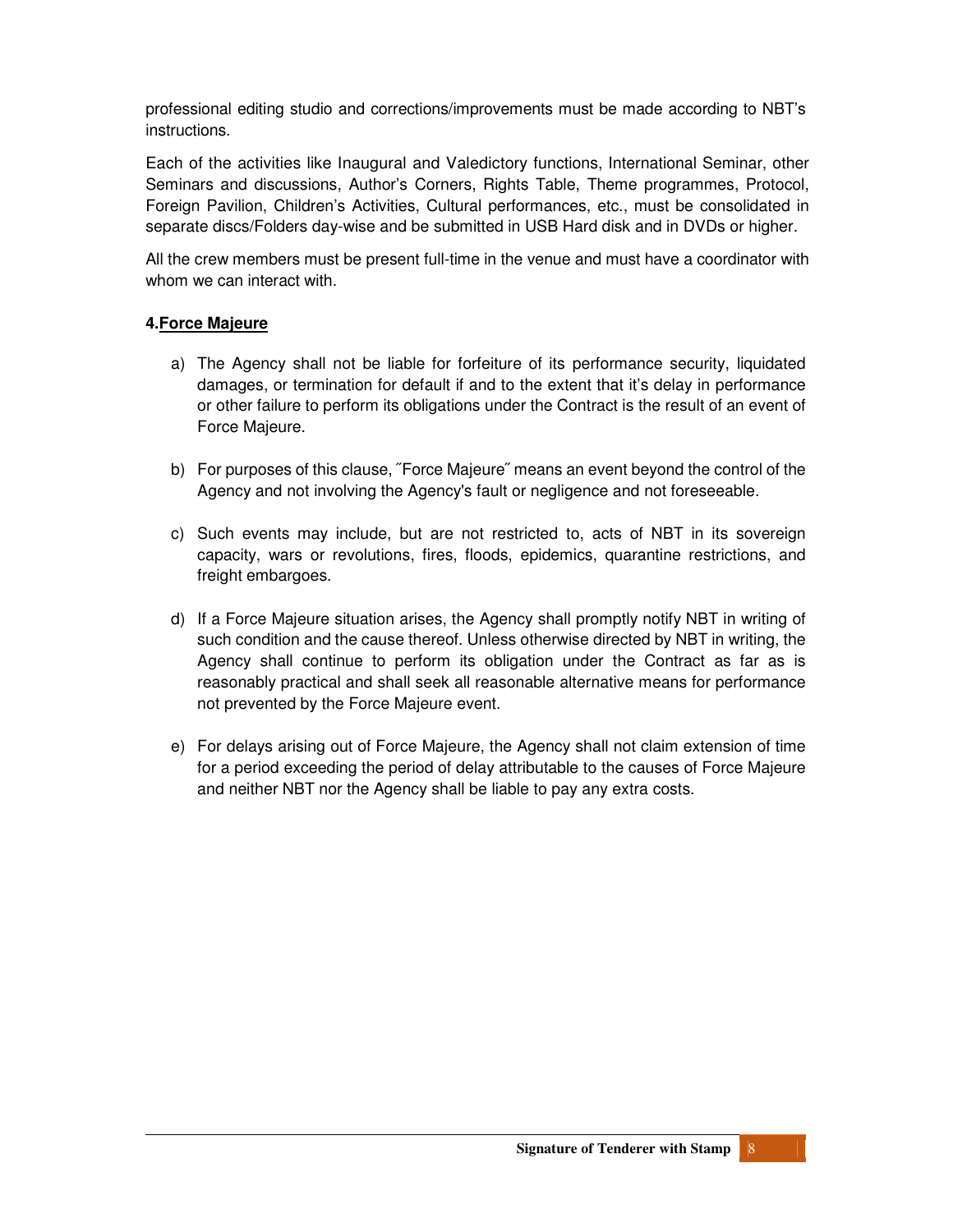professional editing studio and corrections/improvements must be made according to NBT's instructions.

Each of the activities like Inaugural and Valedictory functions, International Seminar, other Seminars and discussions, Author's Corners, Rights Table, Theme programmes, Protocol, Foreign Pavilion, Children's Activities, Cultural performances, etc., must be consolidated in separate discs/Folders day-wise and be submitted in USB Hard disk and in DVDs or higher.

All the crew members must be present full-time in the venue and must have a coordinator with whom we can interact with.

**4.<u>Force Majeure</u>**

a) The Agency shall not be liable for forfeiture of its performance security, liquidated damages, or termination for default if and to the extent that it's delay in performance or other failure to perform its obligations under the Contract is the result of an event of Force Majeure.

b) For purposes of this clause, ˝Force Majeure˝ means an event beyond the control of the Agency and not involving the Agency's fault or negligence and not foreseeable.

c) Such events may include, but are not restricted to, acts of NBT in its sovereign capacity, wars or revolutions, fires, floods, epidemics, quarantine restrictions, and freight embargoes.

d) If a Force Majeure situation arises, the Agency shall promptly notify NBT in writing of such condition and the cause thereof. Unless otherwise directed by NBT in writing, the Agency shall continue to perform its obligation under the Contract as far as is reasonably practical and shall seek all reasonable alternative means for performance not prevented by the Force Majeure event.

e) For delays arising out of Force Majeure, the Agency shall not claim extension of time for a period exceeding the period of delay attributable to the causes of Force Majeure and neither NBT nor the Agency shall be liable to pay any extra costs.

**Signature of Tenderer with Stamp**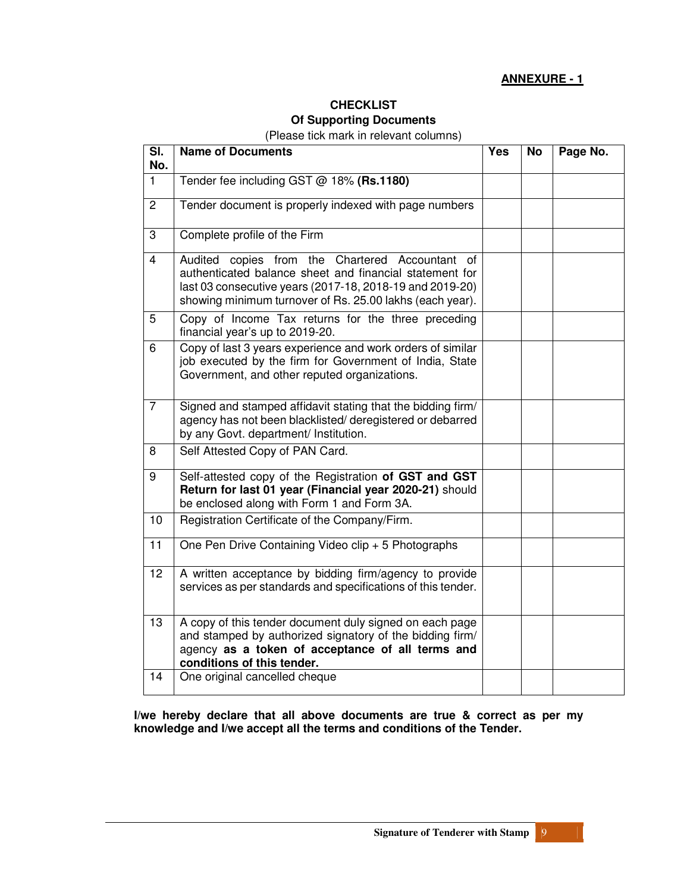**ANNEXURE - 1**

## CHECKLIST
### Of Supporting Documents

(Please tick mark in relevant columns)

| Sl. No. | Name of Documents | Yes | No | Page No. |
|---|---|---|---|---|
| 1 | Tender fee including GST @ 18% **(Rs.1180)** | | | |
| 2 | Tender document is properly indexed with page numbers | | | |
| 3 | Complete profile of the Firm | | | |
| 4 | Audited copies from the Chartered Accountant of authenticated balance sheet and financial statement for last 03 consecutive years (2017-18, 2018-19 and 2019-20) showing minimum turnover of Rs. 25.00 lakhs (each year). | | | |
| 5 | Copy of Income Tax returns for the three preceding financial year's up to 2019-20. | | | |
| 6 | Copy of last 3 years experience and work orders of similar job executed by the firm for Government of India, State Government, and other reputed organizations. | | | |
| 7 | Signed and stamped affidavit stating that the bidding firm/ agency has not been blacklisted/ deregistered or debarred by any Govt. department/ Institution. | | | |
| 8 | Self Attested Copy of PAN Card. | | | |
| 9 | Self-attested copy of the Registration **of GST and GST Return for last 01 year (Financial year 2020-21)** should be enclosed along with Form 1 and Form 3A. | | | |
| 10 | Registration Certificate of the Company/Firm. | | | |
| 11 | One Pen Drive Containing Video clip + 5 Photographs | | | |
| 12 | A written acceptance by bidding firm/agency to provide services as per standards and specifications of this tender. | | | |
| 13 | A copy of this tender document duly signed on each page and stamped by authorized signatory of the bidding firm/ agency **as a token of acceptance of all terms and conditions of this tender.** | | | |
| 14 | One original cancelled cheque | | | |

**I/we hereby declare that all above documents are true & correct as per my knowledge and I/we accept all the terms and conditions of the Tender.**

**Signature of Tenderer with Stamp**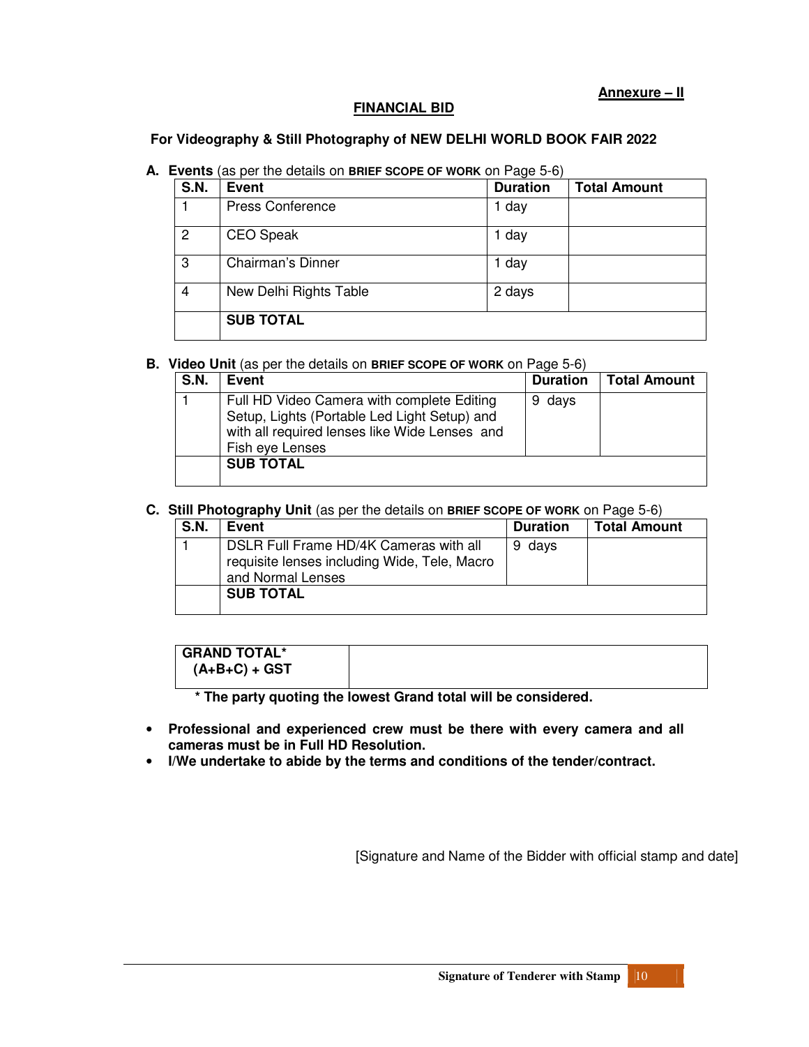**Annexure – II**

## FINANCIAL BID

### For Videography & Still Photography of NEW DELHI WORLD BOOK FAIR 2022

**A. Events** (as per the details on **BRIEF SCOPE OF WORK** on Page 5-6)

| S.N. | Event | Duration | Total Amount |
|---|---|---|---|
| 1 | Press Conference | 1 day | |
| 2 | CEO Speak | 1 day | |
| 3 | Chairman's Dinner | 1 day | |
| 4 | New Delhi Rights Table | 2 days | |
| | **SUB TOTAL** | | |

**B. Video Unit** (as per the details on **BRIEF SCOPE OF WORK** on Page 5-6)

| S.N. | Event | Duration | Total Amount |
|---|---|---|---|
| 1 | Full HD Video Camera with complete Editing Setup, Lights (Portable Led Light Setup) and with all required lenses like Wide Lenses and Fish eye Lenses | 9 days | |
| | **SUB TOTAL** | | |

**C. Still Photography Unit** (as per the details on **BRIEF SCOPE OF WORK** on Page 5-6)

| S.N. | Event | Duration | Total Amount |
|---|---|---|---|
| 1 | DSLR Full Frame HD/4K Cameras with all requisite lenses including Wide, Tele, Macro and Normal Lenses | 9 days | |
| | **SUB TOTAL** | | |

| **GRAND TOTAL* (A+B+C) + GST** | |
|---|---|

**\* The party quoting the lowest Grand total will be considered.**

- **Professional and experienced crew must be there with every camera and all cameras must be in Full HD Resolution.**
- **I/We undertake to abide by the terms and conditions of the tender/contract.**

[Signature and Name of the Bidder with official stamp and date]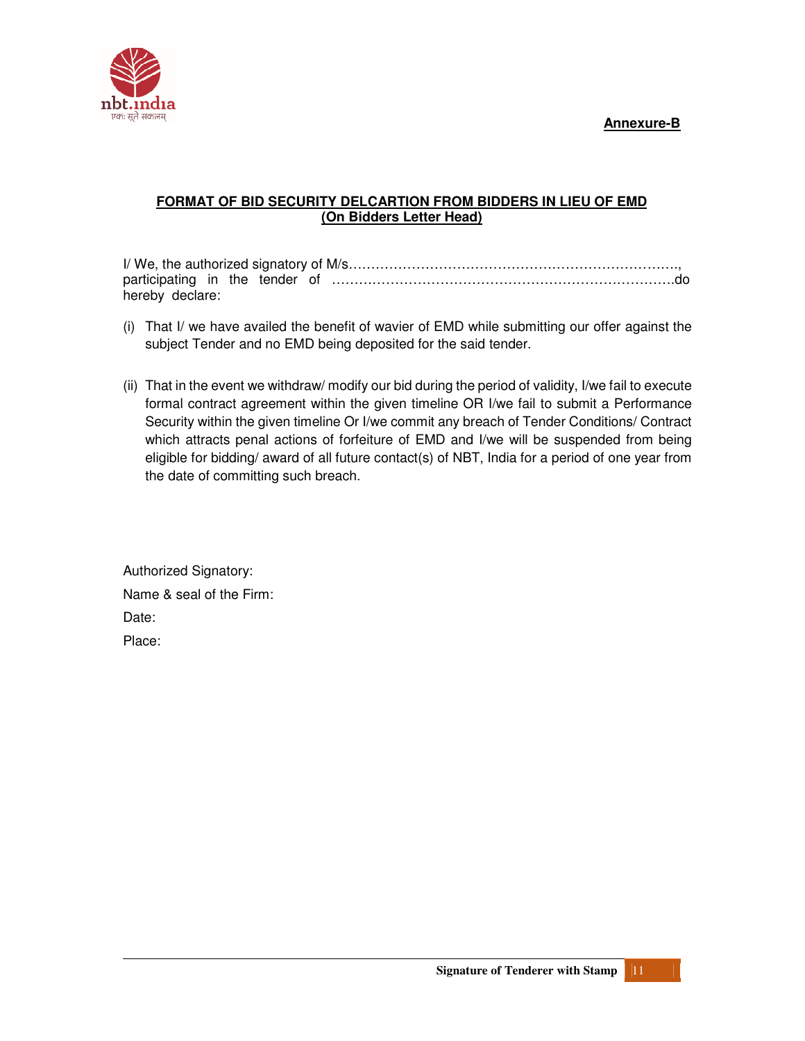**Annexure-B**

**FORMAT OF BID SECURITY DELCARTION FROM BIDDERS IN LIEU OF EMD**
**(On Bidders Letter Head)**

I/ We, the authorized signatory of M/s…………………………………………………………………., participating in the tender of …………………………………………………………………do hereby declare:

(i) That I/ we have availed the benefit of wavier of EMD while submitting our offer against the subject Tender and no EMD being deposited for the said tender.

(ii) That in the event we withdraw/ modify our bid during the period of validity, I/we fail to execute formal contract agreement within the given timeline OR I/we fail to submit a Performance Security within the given timeline Or I/we commit any breach of Tender Conditions/ Contract which attracts penal actions of forfeiture of EMD and I/we will be suspended from being eligible for bidding/ award of all future contact(s) of NBT, India for a period of one year from the date of committing such breach.

Authorized Signatory:

Name & seal of the Firm:

Date:

Place: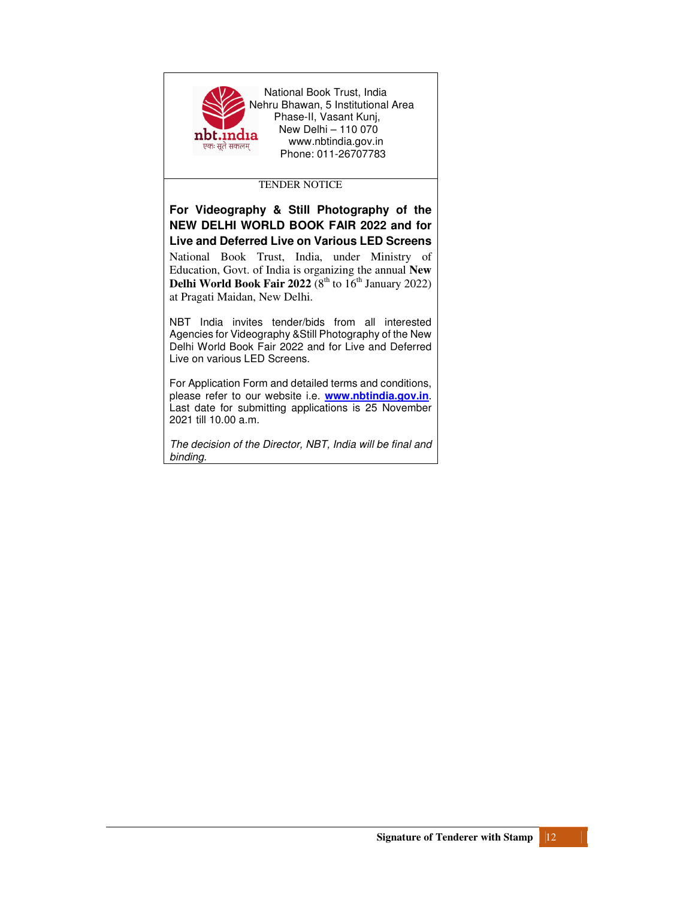nbt.india

एकः सूते सकलम्

National Book Trust, India
Nehru Bhawan, 5 Institutional Area
Phase-II, Vasant Kunj,
New Delhi – 110 070
www.nbtindia.gov.in
Phone: 011-26707783

TENDER NOTICE

**For Videography & Still Photography of the NEW DELHI WORLD BOOK FAIR 2022 and for Live and Deferred Live on Various LED Screens**

National Book Trust, India, under Ministry of Education, Govt. of India is organizing the annual **New Delhi World Book Fair 2022** (8th to 16th January 2022) at Pragati Maidan, New Delhi.

NBT India invites tender/bids from all interested Agencies for Videography &Still Photography of the New Delhi World Book Fair 2022 and for Live and Deferred Live on various LED Screens.

For Application Form and detailed terms and conditions, please refer to our website i.e. **www.nbtindia.gov.in**. Last date for submitting applications is 25 November 2021 till 10.00 a.m.

*The decision of the Director, NBT, India will be final and binding.*

**Signature of Tenderer with Stamp**